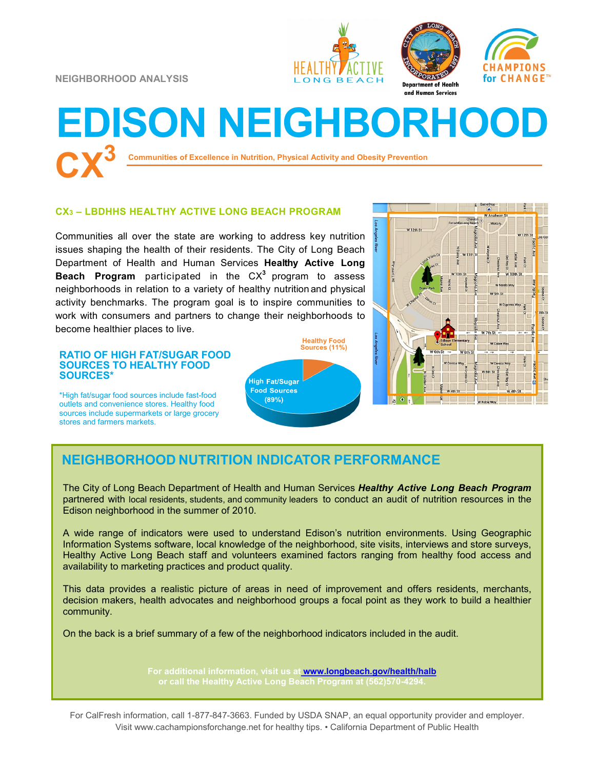NEIGHBORHOOD ANALYSIS

# EDISON NEIGHBORHOOD

## CX[3]

**Communities of Excellence in Nutrition, Physical Activity and Obesity Prevention**

### CX3 – LBDHHS HEALTHY ACTIVE LONG BEACH PROGRAM

Communities all over the state are working to address key nutrition issues shaping the health of their residents. The City of Long Beach Department of Health and Human Services **Healthy Active Long Beach Program** participated in the CX[3] program to assess neighborhoods in relation to a variety of healthy nutrition and physical activity benchmarks. The program goal is to inspire communities to work with consumers and partners to change their neighborhoods to become healthier places to live.

### RATIO OF HIGH FAT/SUGAR FOOD SOURCES TO HEALTHY FOOD SOURCES*

*High fat/sugar food sources include fast-food outlets and convenience stores. Healthy food sources include supermarkets or large grocery stores and farmers markets.

Healthy Food Sources (11%)

High Fat/Sugar Food Sources (89%)

## NEIGHBORHOOD NUTRITION INDICATOR PERFORMANCE

The City of Long Beach Department of Health and Human Services ***Healthy Active Long Beach Program*** partnered with local residents, students, and community leaders to conduct an audit of nutrition resources in the Edison neighborhood in the summer of 2010.

A wide range of indicators were used to understand Edison's nutrition environments. Using Geographic Information Systems software, local knowledge of the neighborhood, site visits, interviews and store surveys, Healthy Active Long Beach staff and volunteers examined factors ranging from healthy food access and availability to marketing practices and product quality.

This data provides a realistic picture of areas in need of improvement and offers residents, merchants, decision makers, health advocates and neighborhood groups a focal point as they work to build a healthier community.

On the back is a brief summary of a few of the neighborhood indicators included in the audit.

**For additional information, visit us at www.longbeach.gov/health/halb or call the Healthy Active Long Beach Program at (562)570-4294.**

For CalFresh information, call 1-877-847-3663. Funded by USDA SNAP, an equal opportunity provider and employer. Visit www.cachampionsforchange.net for healthy tips. • California Department of Public Health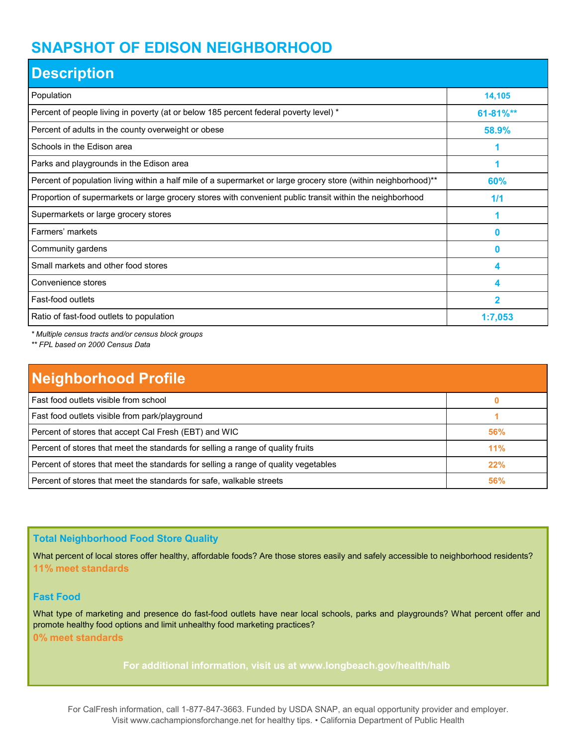# SNAPSHOT OF EDISON NEIGHBORHOOD

| Description | |
|---|---|
| Population | 14,105 |
| Percent of people living in poverty (at or below 185 percent federal poverty level) * | 61-81%** |
| Percent of adults in the county overweight or obese | 58.9% |
| Schools in the Edison area | 1 |
| Parks and playgrounds in the Edison area | 1 |
| Percent of population living within a half mile of a supermarket or large grocery store (within neighborhood)** | 60% |
| Proportion of supermarkets or large grocery stores with convenient public transit within the neighborhood | 1/1 |
| Supermarkets or large grocery stores | 1 |
| Farmers' markets | 0 |
| Community gardens | 0 |
| Small markets and other food stores | 4 |
| Convenience stores | 4 |
| Fast-food outlets | 2 |
| Ratio of fast-food outlets to population | 1:7,053 |

*\* Multiple census tracts and/or census block groups*
*\*\* FPL based on 2000 Census Data*

| Neighborhood Profile | |
|---|---|
| Fast food outlets visible from school | 0 |
| Fast food outlets visible from park/playground | 1 |
| Percent of stores that accept Cal Fresh (EBT) and WIC | 56% |
| Percent of stores that meet the standards for selling a range of quality fruits | 11% |
| Percent of stores that meet the standards for selling a range of quality vegetables | 22% |
| Percent of stores that meet the standards for safe, walkable streets | 56% |

### Total Neighborhood Food Store Quality

What percent of local stores offer healthy, affordable foods? Are those stores easily and safely accessible to neighborhood residents?

**11% meet standards**

### Fast Food

What type of marketing and presence do fast-food outlets have near local schools, parks and playgrounds? What percent offer and promote healthy food options and limit unhealthy food marketing practices?

**0% meet standards**

**For additional information, visit us at www.longbeach.gov/health/halb**

For CalFresh information, call 1-877-847-3663. Funded by USDA SNAP, an equal opportunity provider and employer.
Visit www.cachampionsforchange.net for healthy tips. • California Department of Public Health